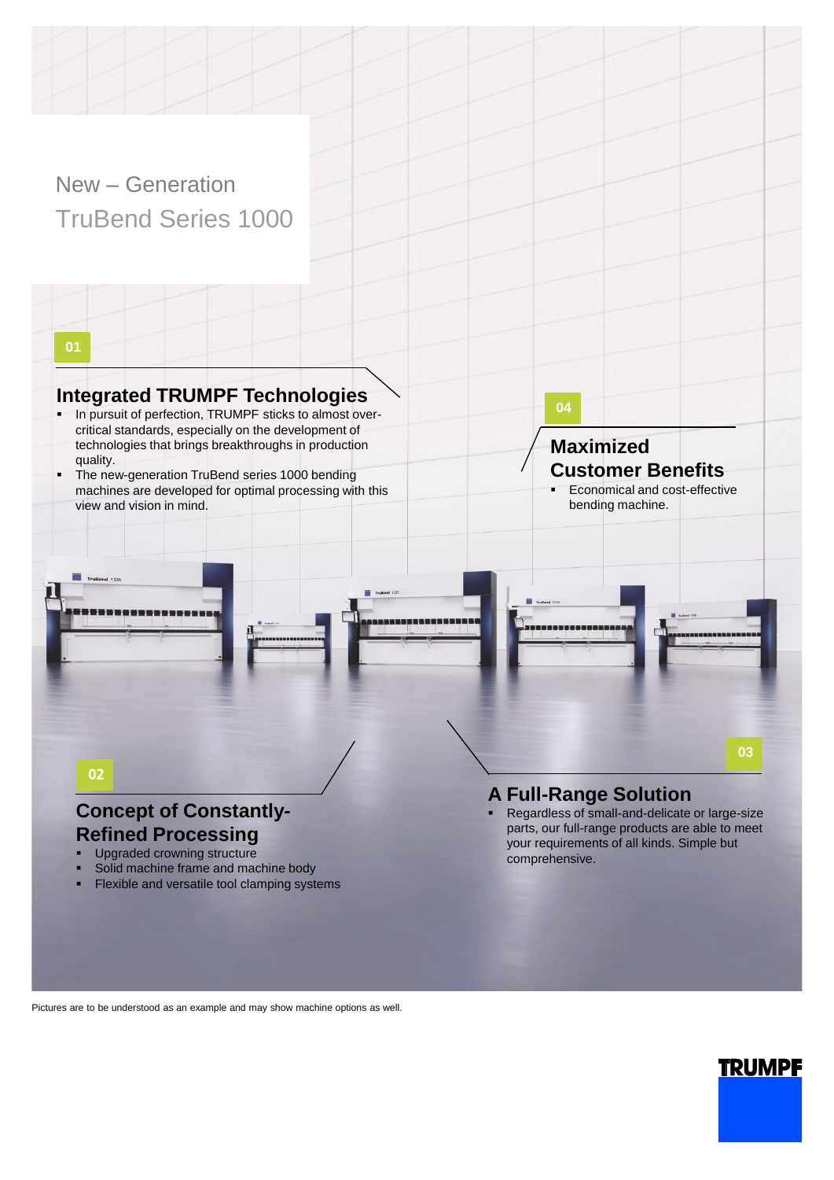# New – Generation TruBend Series 1000

01

## Integrated TRUMPF Technologies

- In pursuit of perfection, TRUMPF sticks to almost over-critical standards, especially on the development of technologies that brings breakthroughs in production quality.
- The new-generation TruBend series 1000 bending machines are developed for optimal processing with this view and vision in mind.

04

## Maximized Customer Benefits

- Economical and cost-effective bending machine.

02

## Concept of Constantly-Refined Processing

- Upgraded crowning structure
- Solid machine frame and machine body
- Flexible and versatile tool clamping systems

03

## A Full-Range Solution

- Regardless of small-and-delicate or large-size parts, our full-range products are able to meet your requirements of all kinds. Simple but comprehensive.

Pictures are to be understood as an example and may show machine options as well.

TRUMPF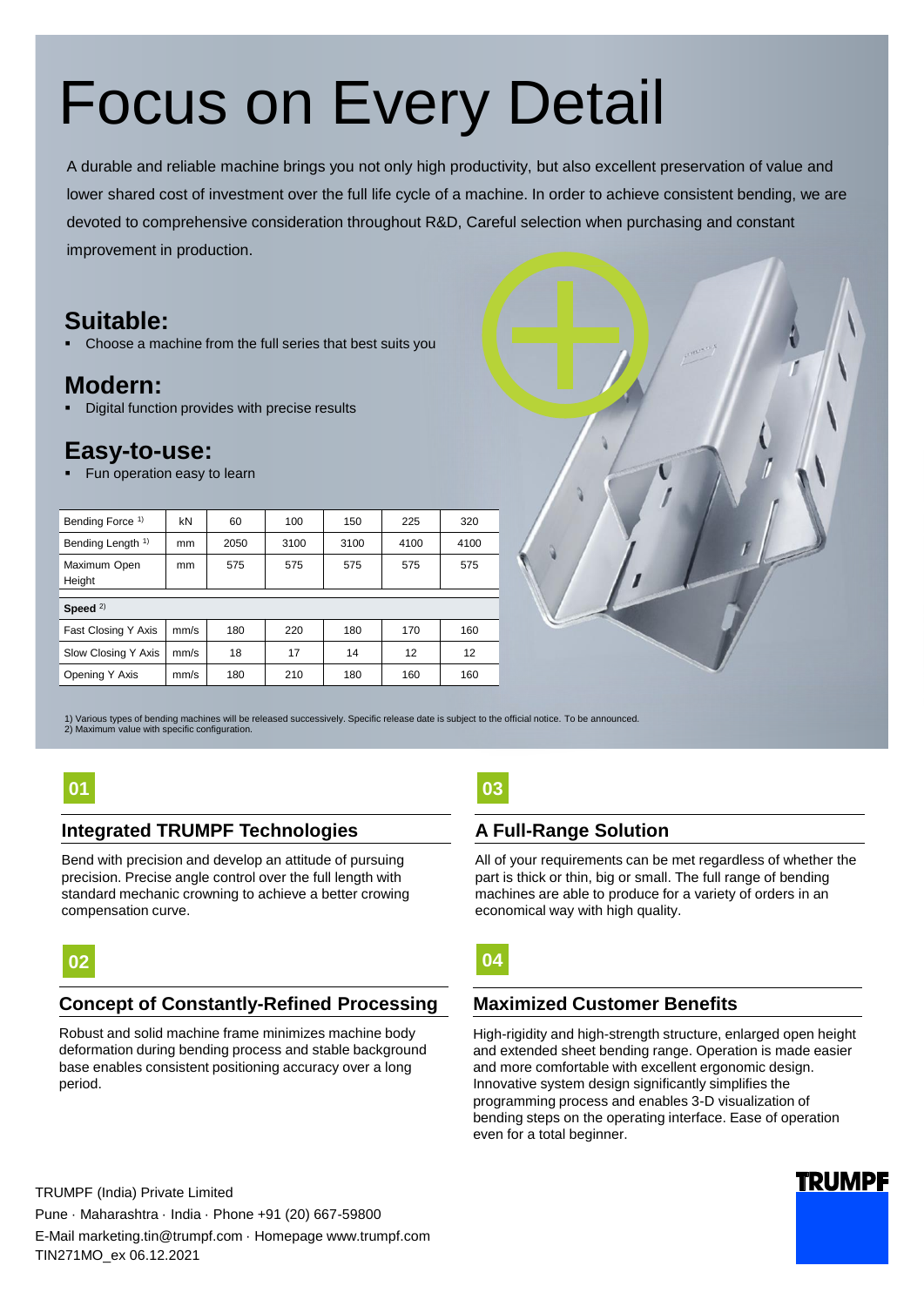# Focus on Every Detail

A durable and reliable machine brings you not only high productivity, but also excellent preservation of value and lower shared cost of investment over the full life cycle of a machine. In order to achieve consistent bending, we are devoted to comprehensive consideration throughout R&D, Careful selection when purchasing and constant improvement in production.

## Suitable:

- Choose a machine from the full series that best suits you

## Modern:

- Digital function provides with precise results

## Easy-to-use:

- Fun operation easy to learn

| | | | | | | |
|---|---|---|---|---|---|---|
| Bending Force [1] | kN | 60 | 100 | 150 | 225 | 320 |
| Bending Length [1] | mm | 2050 | 3100 | 3100 | 4100 | 4100 |
| Maximum Open Height | mm | 575 | 575 | 575 | 575 | 575 |
| **Speed** [2] | | | | | | |
| Fast Closing Y Axis | mm/s | 180 | 220 | 180 | 170 | 160 |
| Slow Closing Y Axis | mm/s | 18 | 17 | 14 | 12 | 12 |
| Opening Y Axis | mm/s | 180 | 210 | 180 | 160 | 160 |

1) Various types of bending machines will be released successively. Specific release date is subject to the official notice. To be announced.
2) Maximum value with specific configuration.

**01**

### Integrated TRUMPF Technologies

Bend with precision and develop an attitude of pursuing precision. Precise angle control over the full length with standard mechanic crowning to achieve a better crowing compensation curve.

**02**

### Concept of Constantly-Refined Processing

Robust and solid machine frame minimizes machine body deformation during bending process and stable background base enables consistent positioning accuracy over a long period.

**03**

### A Full-Range Solution

All of your requirements can be met regardless of whether the part is thick or thin, big or small. The full range of bending machines are able to produce for a variety of orders in an economical way with high quality.

**04**

### Maximized Customer Benefits

High-rigidity and high-strength structure, enlarged open height and extended sheet bending range. Operation is made easier and more comfortable with excellent ergonomic design. Innovative system design significantly simplifies the programming process and enables 3-D visualization of bending steps on the operating interface. Ease of operation even for a total beginner.

TRUMPF (India) Private Limited
Pune · Maharashtra · India · Phone +91 (20) 667-59800
E-Mail marketing.tin@trumpf.com · Homepage www.trumpf.com
TIN271MO_ex 06.12.2021

TRUMPF